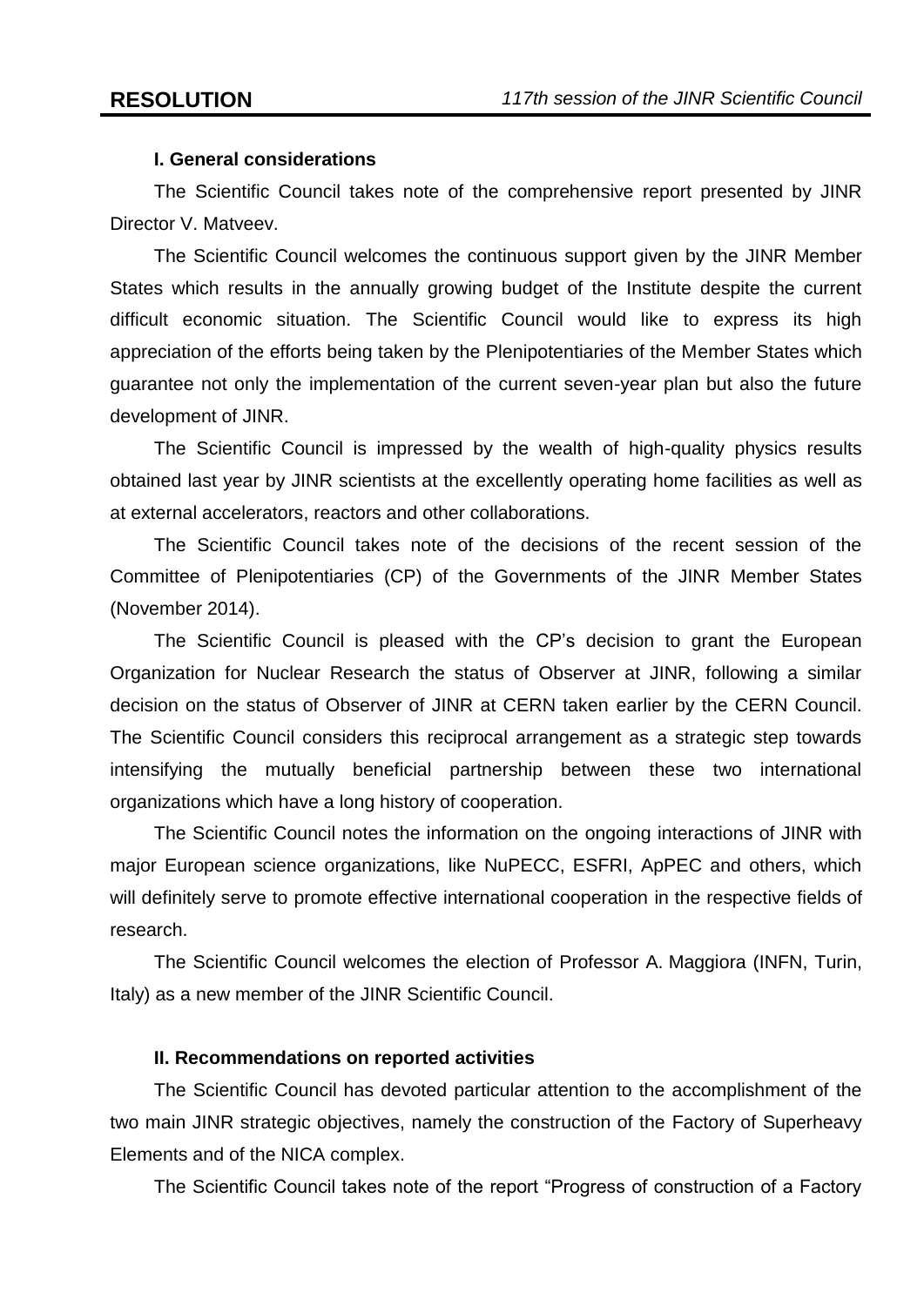# RESOLUTION

*117th session of the JINR Scientific Council*

### I. General considerations

The Scientific Council takes note of the comprehensive report presented by JINR Director V. Matveev.

The Scientific Council welcomes the continuous support given by the JINR Member States which results in the annually growing budget of the Institute despite the current difficult economic situation. The Scientific Council would like to express its high appreciation of the efforts being taken by the Plenipotentiaries of the Member States which guarantee not only the implementation of the current seven-year plan but also the future development of JINR.

The Scientific Council is impressed by the wealth of high-quality physics results obtained last year by JINR scientists at the excellently operating home facilities as well as at external accelerators, reactors and other collaborations.

The Scientific Council takes note of the decisions of the recent session of the Committee of Plenipotentiaries (CP) of the Governments of the JINR Member States (November 2014).

The Scientific Council is pleased with the CP's decision to grant the European Organization for Nuclear Research the status of Observer at JINR, following a similar decision on the status of Observer of JINR at CERN taken earlier by the CERN Council. The Scientific Council considers this reciprocal arrangement as a strategic step towards intensifying the mutually beneficial partnership between these two international organizations which have a long history of cooperation.

The Scientific Council notes the information on the ongoing interactions of JINR with major European science organizations, like NuPECC, ESFRI, ApPEC and others, which will definitely serve to promote effective international cooperation in the respective fields of research.

The Scientific Council welcomes the election of Professor A. Maggiora (INFN, Turin, Italy) as a new member of the JINR Scientific Council.

### II. Recommendations on reported activities

The Scientific Council has devoted particular attention to the accomplishment of the two main JINR strategic objectives, namely the construction of the Factory of Superheavy Elements and of the NICA complex.

The Scientific Council takes note of the report "Progress of construction of a Factory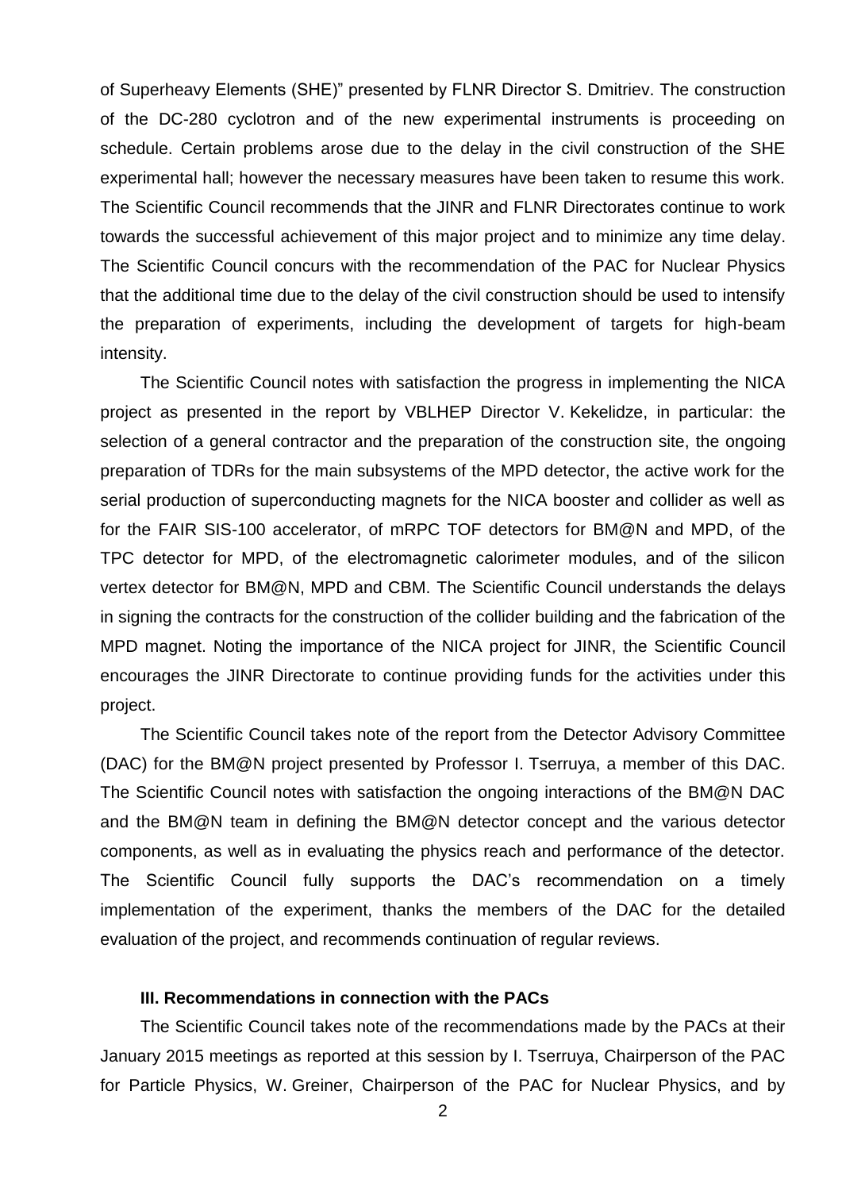of Superheavy Elements (SHE)" presented by FLNR Director S. Dmitriev. The construction of the DC-280 cyclotron and of the new experimental instruments is proceeding on schedule. Certain problems arose due to the delay in the civil construction of the SHE experimental hall; however the necessary measures have been taken to resume this work. The Scientific Council recommends that the JINR and FLNR Directorates continue to work towards the successful achievement of this major project and to minimize any time delay. The Scientific Council concurs with the recommendation of the PAC for Nuclear Physics that the additional time due to the delay of the civil construction should be used to intensify the preparation of experiments, including the development of targets for high-beam intensity.

The Scientific Council notes with satisfaction the progress in implementing the NICA project as presented in the report by VBLHEP Director V. Kekelidze, in particular: the selection of a general contractor and the preparation of the construction site, the ongoing preparation of TDRs for the main subsystems of the MPD detector, the active work for the serial production of superconducting magnets for the NICA booster and collider as well as for the FAIR SIS-100 accelerator, of mRPC TOF detectors for BM@N and MPD, of the TPC detector for MPD, of the electromagnetic calorimeter modules, and of the silicon vertex detector for BM@N, MPD and CBM. The Scientific Council understands the delays in signing the contracts for the construction of the collider building and the fabrication of the MPD magnet. Noting the importance of the NICA project for JINR, the Scientific Council encourages the JINR Directorate to continue providing funds for the activities under this project.

The Scientific Council takes note of the report from the Detector Advisory Committee (DAC) for the BM@N project presented by Professor I. Tserruya, a member of this DAC. The Scientific Council notes with satisfaction the ongoing interactions of the BM@N DAC and the BM@N team in defining the BM@N detector concept and the various detector components, as well as in evaluating the physics reach and performance of the detector. The Scientific Council fully supports the DAC's recommendation on a timely implementation of the experiment, thanks the members of the DAC for the detailed evaluation of the project, and recommends continuation of regular reviews.

### III. Recommendations in connection with the PACs

The Scientific Council takes note of the recommendations made by the PACs at their January 2015 meetings as reported at this session by I. Tserruya, Chairperson of the PAC for Particle Physics, W. Greiner, Chairperson of the PAC for Nuclear Physics, and by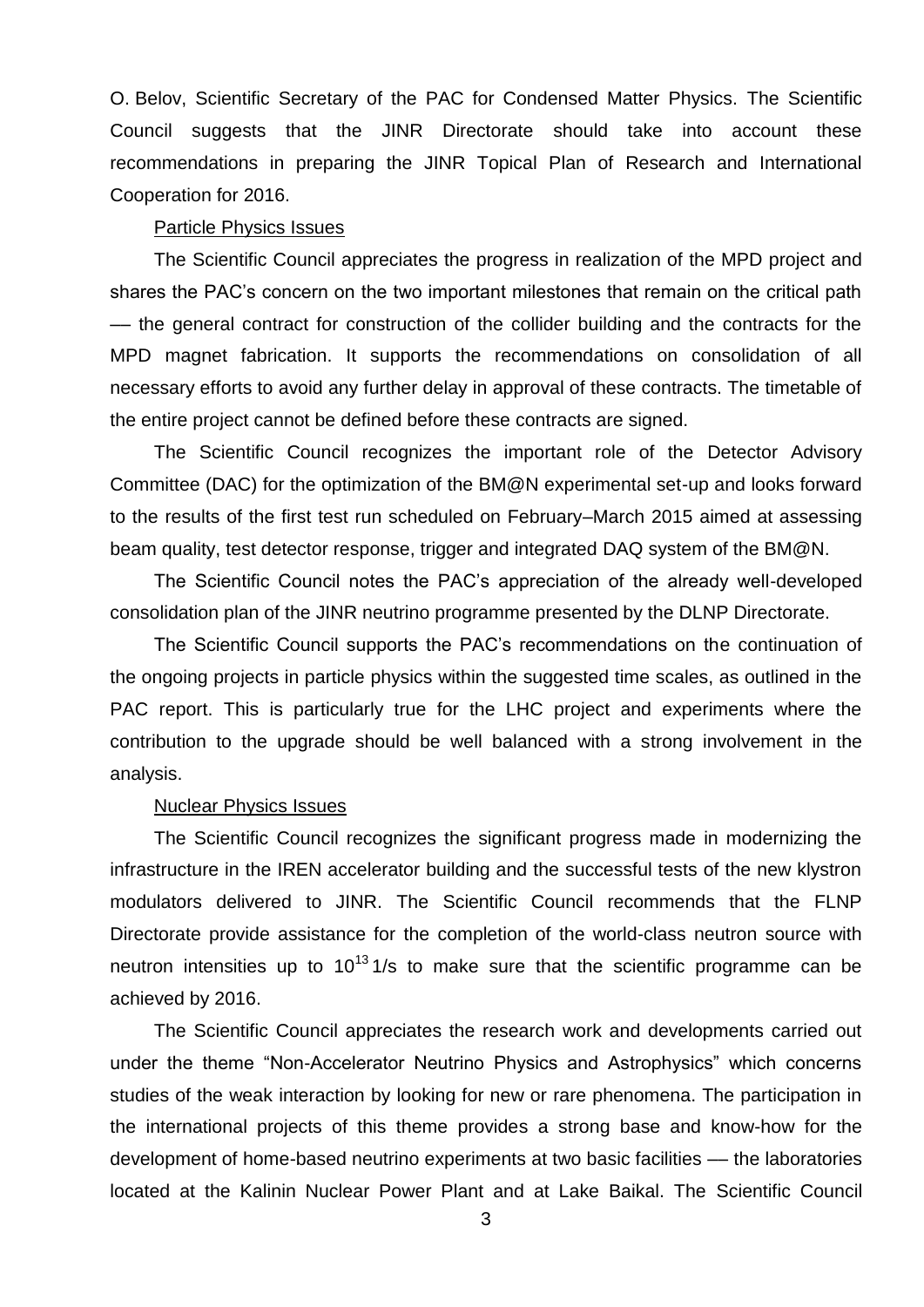O. Belov, Scientific Secretary of the PAC for Condensed Matter Physics. The Scientific Council suggests that the JINR Directorate should take into account these recommendations in preparing the JINR Topical Plan of Research and International Cooperation for 2016.

Particle Physics Issues

The Scientific Council appreciates the progress in realization of the MPD project and shares the PAC's concern on the two important milestones that remain on the critical path — the general contract for construction of the collider building and the contracts for the MPD magnet fabrication. It supports the recommendations on consolidation of all necessary efforts to avoid any further delay in approval of these contracts. The timetable of the entire project cannot be defined before these contracts are signed.

The Scientific Council recognizes the important role of the Detector Advisory Committee (DAC) for the optimization of the BM@N experimental set-up and looks forward to the results of the first test run scheduled on February–March 2015 aimed at assessing beam quality, test detector response, trigger and integrated DAQ system of the BM@N.

The Scientific Council notes the PAC's appreciation of the already well-developed consolidation plan of the JINR neutrino programme presented by the DLNP Directorate.

The Scientific Council supports the PAC's recommendations on the continuation of the ongoing projects in particle physics within the suggested time scales, as outlined in the PAC report. This is particularly true for the LHC project and experiments where the contribution to the upgrade should be well balanced with a strong involvement in the analysis.

Nuclear Physics Issues

The Scientific Council recognizes the significant progress made in modernizing the infrastructure in the IREN accelerator building and the successful tests of the new klystron modulators delivered to JINR. The Scientific Council recommends that the FLNP Directorate provide assistance for the completion of the world-class neutron source with neutron intensities up to $10^{13}$ 1/s to make sure that the scientific programme can be achieved by 2016.

The Scientific Council appreciates the research work and developments carried out under the theme "Non-Accelerator Neutrino Physics and Astrophysics" which concerns studies of the weak interaction by looking for new or rare phenomena. The participation in the international projects of this theme provides a strong base and know-how for the development of home-based neutrino experiments at two basic facilities — the laboratories located at the Kalinin Nuclear Power Plant and at Lake Baikal. The Scientific Council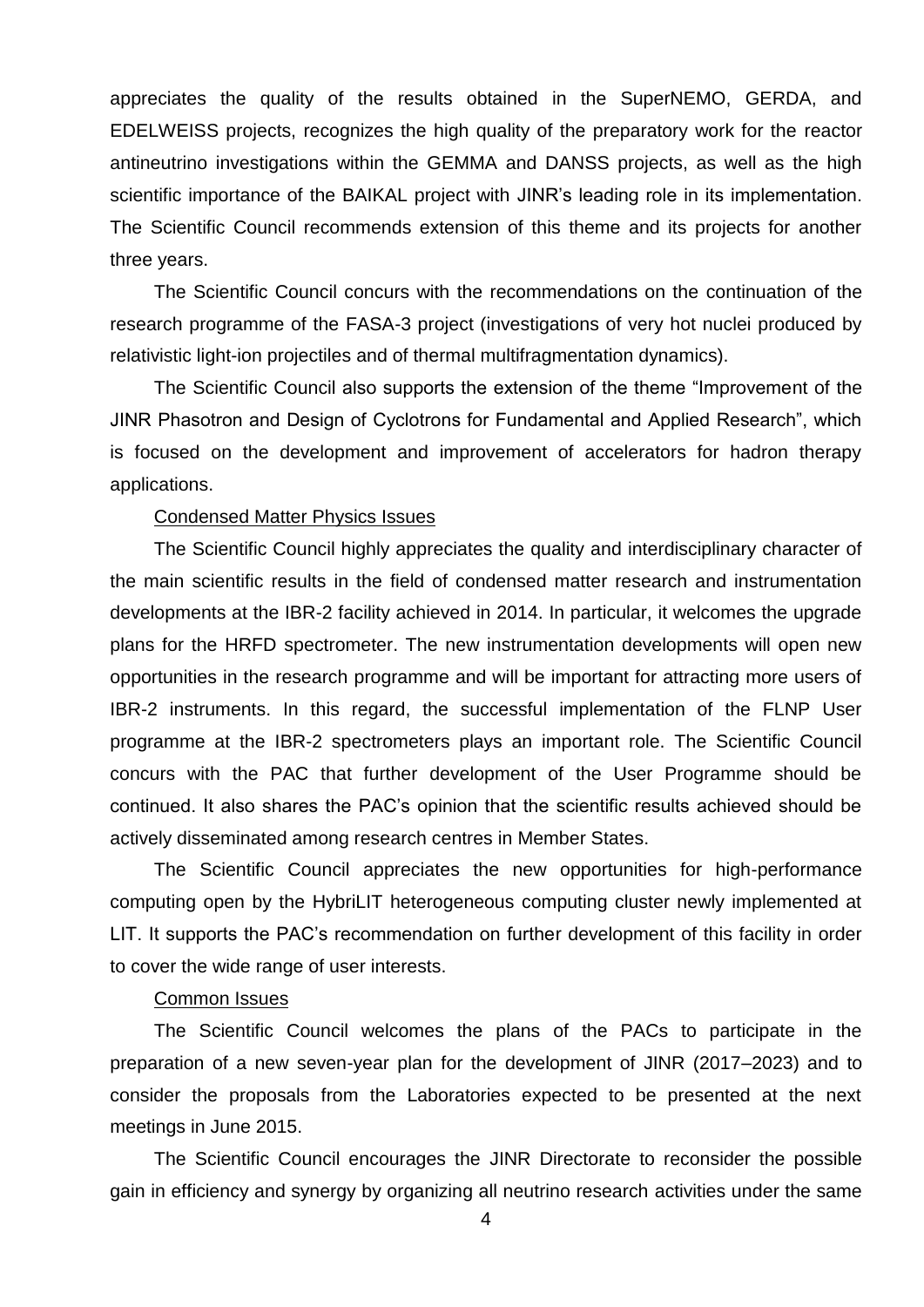appreciates the quality of the results obtained in the SuperNEMO, GERDA, and EDELWEISS projects, recognizes the high quality of the preparatory work for the reactor antineutrino investigations within the GEMMA and DANSS projects, as well as the high scientific importance of the BAIKAL project with JINR's leading role in its implementation. The Scientific Council recommends extension of this theme and its projects for another three years.

The Scientific Council concurs with the recommendations on the continuation of the research programme of the FASA-3 project (investigations of very hot nuclei produced by relativistic light-ion projectiles and of thermal multifragmentation dynamics).

The Scientific Council also supports the extension of the theme "Improvement of the JINR Phasotron and Design of Cyclotrons for Fundamental and Applied Research", which is focused on the development and improvement of accelerators for hadron therapy applications.

Condensed Matter Physics Issues

The Scientific Council highly appreciates the quality and interdisciplinary character of the main scientific results in the field of condensed matter research and instrumentation developments at the IBR-2 facility achieved in 2014. In particular, it welcomes the upgrade plans for the HRFD spectrometer. The new instrumentation developments will open new opportunities in the research programme and will be important for attracting more users of IBR-2 instruments. In this regard, the successful implementation of the FLNP User programme at the IBR-2 spectrometers plays an important role. The Scientific Council concurs with the PAC that further development of the User Programme should be continued. It also shares the PAC's opinion that the scientific results achieved should be actively disseminated among research centres in Member States.

The Scientific Council appreciates the new opportunities for high-performance computing open by the HybriLIT heterogeneous computing cluster newly implemented at LIT. It supports the PAC's recommendation on further development of this facility in order to cover the wide range of user interests.

Common Issues

The Scientific Council welcomes the plans of the PACs to participate in the preparation of a new seven-year plan for the development of JINR (2017–2023) and to consider the proposals from the Laboratories expected to be presented at the next meetings in June 2015.

The Scientific Council encourages the JINR Directorate to reconsider the possible gain in efficiency and synergy by organizing all neutrino research activities under the same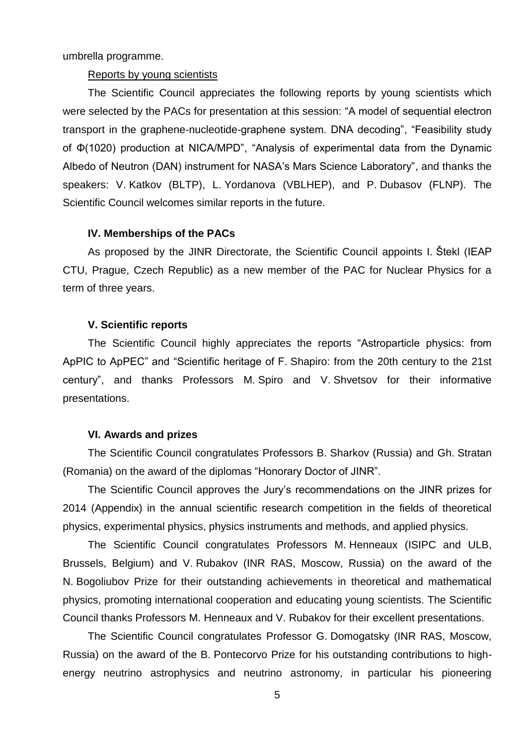umbrella programme.

Reports by young scientists

The Scientific Council appreciates the following reports by young scientists which were selected by the PACs for presentation at this session: “A model of sequential electron transport in the graphene-nucleotide-graphene system. DNA decoding”, “Feasibility study of Φ(1020) production at NICA/MPD”, “Analysis of experimental data from the Dynamic Albedo of Neutron (DAN) instrument for NASA’s Mars Science Laboratory”, and thanks the speakers: V. Katkov (BLTP), L. Yordanova (VBLHEP), and P. Dubasov (FLNP). The Scientific Council welcomes similar reports in the future.

### IV. Memberships of the PACs

As proposed by the JINR Directorate, the Scientific Council appoints I. Štekl (IEAP CTU, Prague, Czech Republic) as a new member of the PAC for Nuclear Physics for a term of three years.

### V. Scientific reports

The Scientific Council highly appreciates the reports “Astroparticle physics: from ApPIC to ApPEC” and “Scientific heritage of F. Shapiro: from the 20th century to the 21st century”, and thanks Professors M. Spiro and V. Shvetsov for their informative presentations.

### VI. Awards and prizes

The Scientific Council congratulates Professors B. Sharkov (Russia) and Gh. Stratan (Romania) on the award of the diplomas “Honorary Doctor of JINR”.

The Scientific Council approves the Jury’s recommendations on the JINR prizes for 2014 (Appendix) in the annual scientific research competition in the fields of theoretical physics, experimental physics, physics instruments and methods, and applied physics.

The Scientific Council congratulates Professors M. Henneaux (ISIPC and ULB, Brussels, Belgium) and V. Rubakov (INR RAS, Moscow, Russia) on the award of the N. Bogoliubov Prize for their outstanding achievements in theoretical and mathematical physics, promoting international cooperation and educating young scientists. The Scientific Council thanks Professors M. Henneaux and V. Rubakov for their excellent presentations.

The Scientific Council congratulates Professor G. Domogatsky (INR RAS, Moscow, Russia) on the award of the B. Pontecorvo Prize for his outstanding contributions to high-energy neutrino astrophysics and neutrino astronomy, in particular his pioneering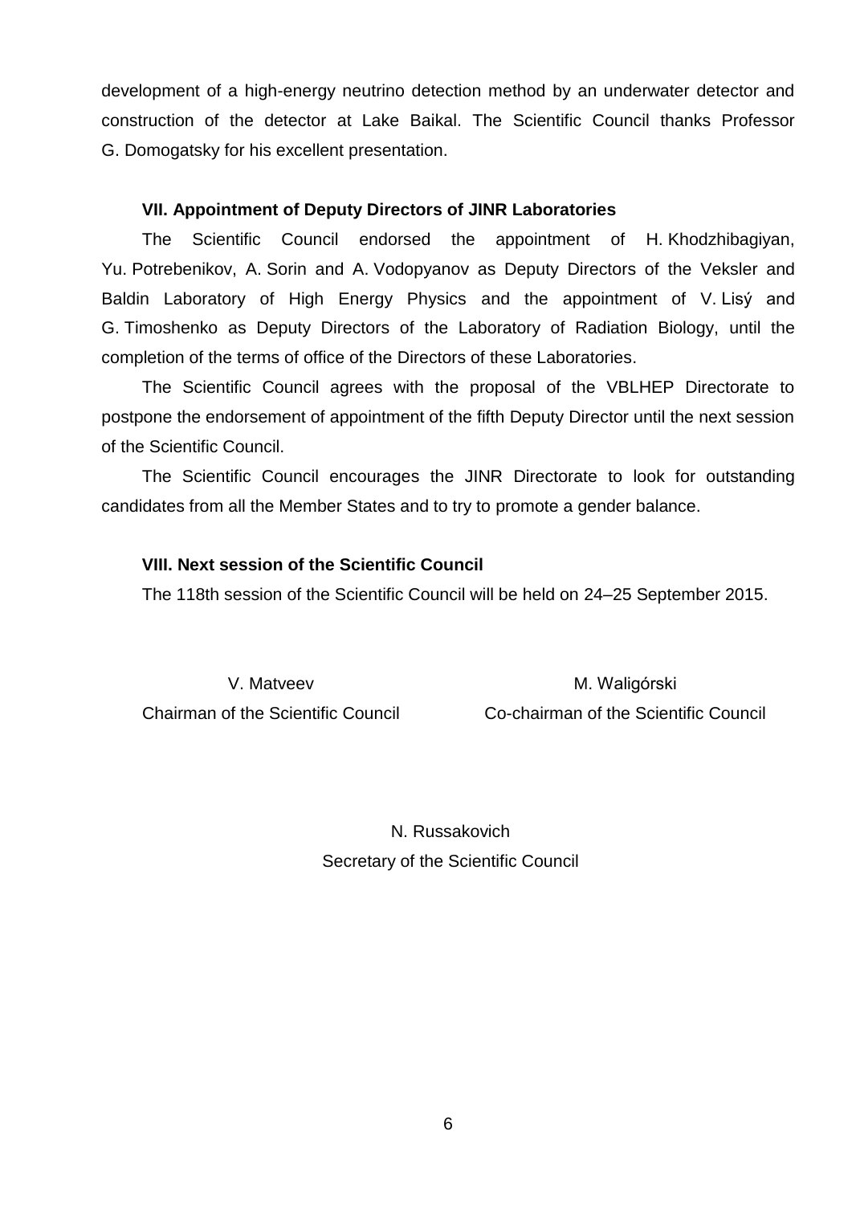development of a high-energy neutrino detection method by an underwater detector and construction of the detector at Lake Baikal. The Scientific Council thanks Professor G. Domogatsky for his excellent presentation.

**VII. Appointment of Deputy Directors of JINR Laboratories**

The Scientific Council endorsed the appointment of H. Khodzhibagiyan, Yu. Potrebenikov, A. Sorin and A. Vodopyanov as Deputy Directors of the Veksler and Baldin Laboratory of High Energy Physics and the appointment of V. Lisý and G. Timoshenko as Deputy Directors of the Laboratory of Radiation Biology, until the completion of the terms of office of the Directors of these Laboratories.

The Scientific Council agrees with the proposal of the VBLHEP Directorate to postpone the endorsement of appointment of the fifth Deputy Director until the next session of the Scientific Council.

The Scientific Council encourages the JINR Directorate to look for outstanding candidates from all the Member States and to try to promote a gender balance.

**VIII. Next session of the Scientific Council**

The 118th session of the Scientific Council will be held on 24–25 September 2015.

V. Matveev
Chairman of the Scientific Council

M. Waligórski
Co-chairman of the Scientific Council

N. Russakovich
Secretary of the Scientific Council